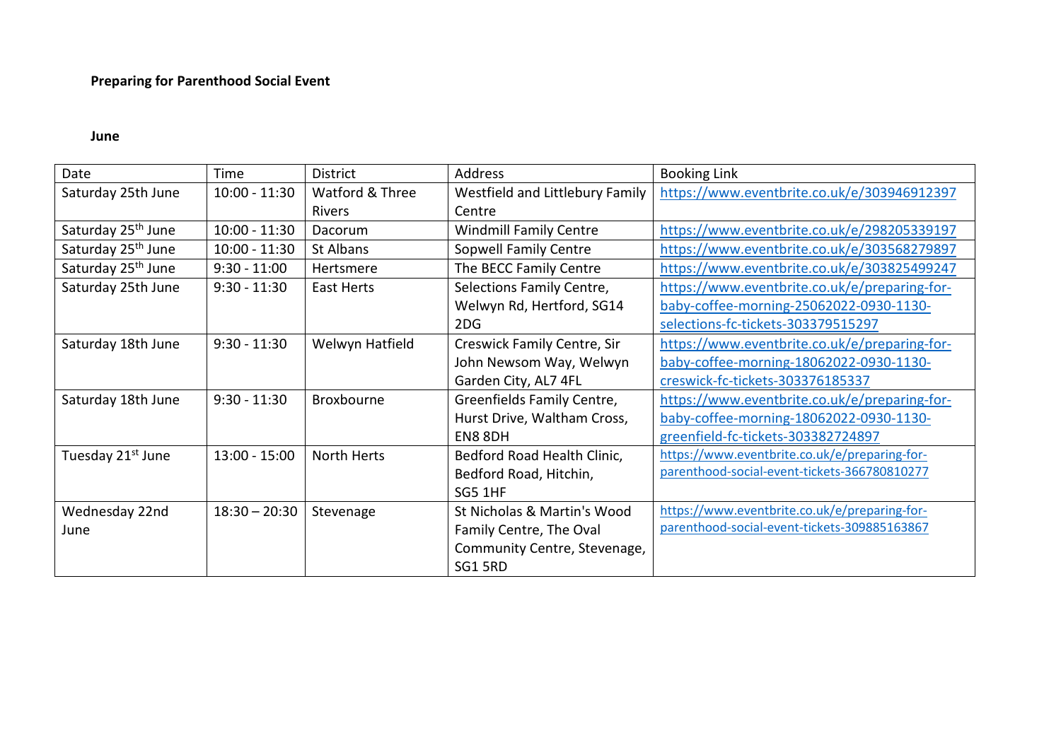**Preparing for Parenthood Social Event**

**June**

| Date | Time | District | Address | Booking Link |
|---|---|---|---|---|
| Saturday 25th June | 10:00 - 11:30 | Watford & Three Rivers | Westfield and Littlebury Family Centre | https://www.eventbrite.co.uk/e/303946912397 |
| Saturday 25th June | 10:00 - 11:30 | Dacorum | Windmill Family Centre | https://www.eventbrite.co.uk/e/298205339197 |
| Saturday 25th June | 10:00 - 11:30 | St Albans | Sopwell Family Centre | https://www.eventbrite.co.uk/e/303568279897 |
| Saturday 25th June | 9:30 - 11:00 | Hertsmere | The BECC Family Centre | https://www.eventbrite.co.uk/e/303825499247 |
| Saturday 25th June | 9:30 - 11:30 | East Herts | Selections Family Centre, Welwyn Rd, Hertford, SG14 2DG | https://www.eventbrite.co.uk/e/preparing-for-baby-coffee-morning-25062022-0930-1130-selections-fc-tickets-303379515297 |
| Saturday 18th June | 9:30 - 11:30 | Welwyn Hatfield | Creswick Family Centre, Sir John Newsom Way, Welwyn Garden City, AL7 4FL | https://www.eventbrite.co.uk/e/preparing-for-baby-coffee-morning-18062022-0930-1130-creswick-fc-tickets-303376185337 |
| Saturday 18th June | 9:30 - 11:30 | Broxbourne | Greenfields Family Centre, Hurst Drive, Waltham Cross, EN8 8DH | https://www.eventbrite.co.uk/e/preparing-for-baby-coffee-morning-18062022-0930-1130-greenfield-fc-tickets-303382724897 |
| Tuesday 21st June | 13:00 - 15:00 | North Herts | Bedford Road Health Clinic, Bedford Road, Hitchin, SG5 1HF | https://www.eventbrite.co.uk/e/preparing-for-parenthood-social-event-tickets-366780810277 |
| Wednesday 22nd June | 18:30 – 20:30 | Stevenage | St Nicholas & Martin's Wood Family Centre, The Oval Community Centre, Stevenage, SG1 5RD | https://www.eventbrite.co.uk/e/preparing-for-parenthood-social-event-tickets-309885163867 |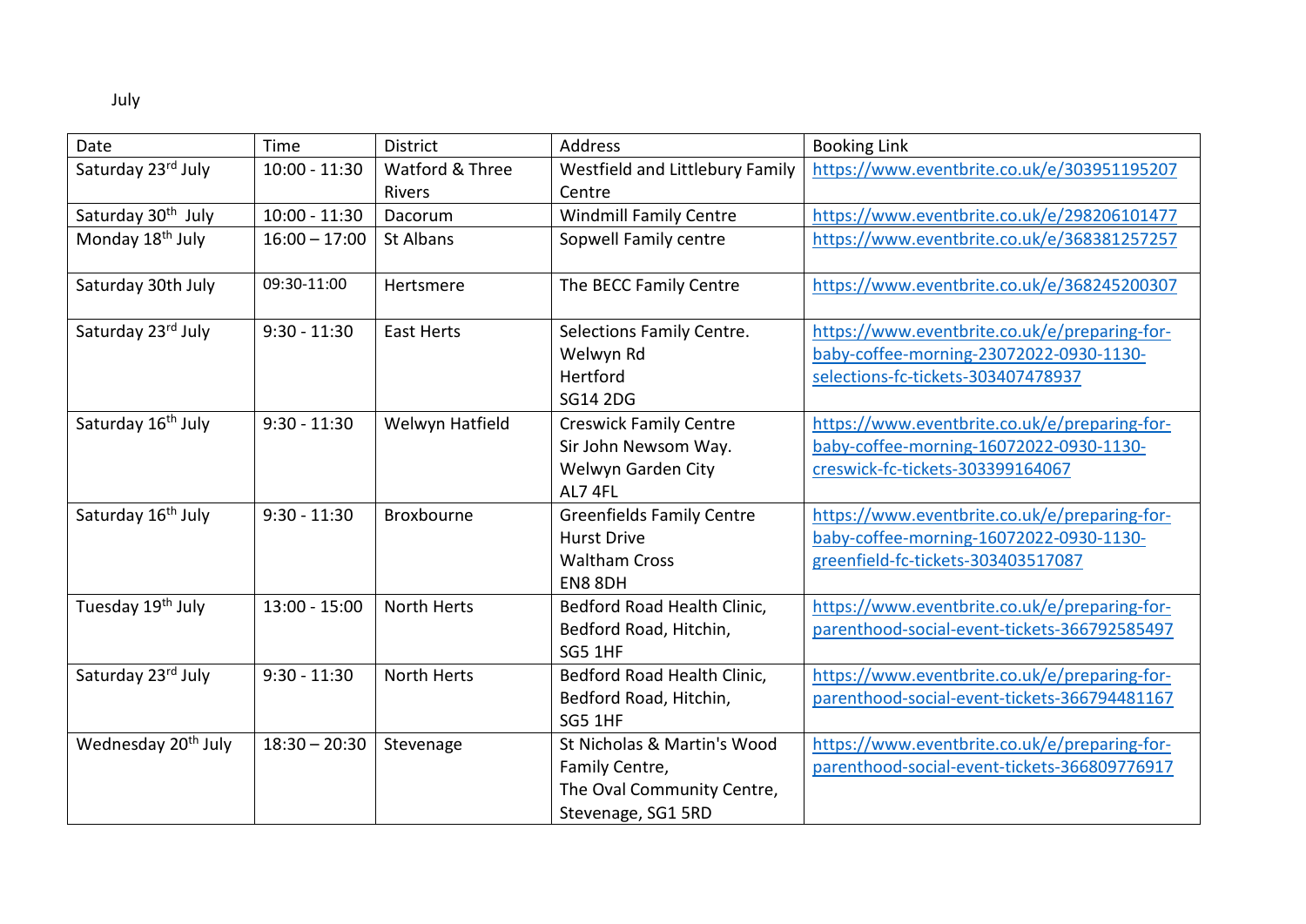July

| Date | Time | District | Address | Booking Link |
|---|---|---|---|---|
| Saturday 23rd July | 10:00 - 11:30 | Watford & Three Rivers | Westfield and Littlebury Family Centre | https://www.eventbrite.co.uk/e/303951195207 |
| Saturday 30th July | 10:00 - 11:30 | Dacorum | Windmill Family Centre | https://www.eventbrite.co.uk/e/298206101477 |
| Monday 18th July | 16:00 – 17:00 | St Albans | Sopwell Family centre | https://www.eventbrite.co.uk/e/368381257257 |
| Saturday 30th July | 09:30-11:00 | Hertsmere | The BECC Family Centre | https://www.eventbrite.co.uk/e/368245200307 |
| Saturday 23rd July | 9:30 - 11:30 | East Herts | Selections Family Centre. Welwyn Rd Hertford SG14 2DG | https://www.eventbrite.co.uk/e/preparing-for-baby-coffee-morning-23072022-0930-1130-selections-fc-tickets-303407478937 |
| Saturday 16th July | 9:30 - 11:30 | Welwyn Hatfield | Creswick Family Centre Sir John Newsom Way. Welwyn Garden City AL7 4FL | https://www.eventbrite.co.uk/e/preparing-for-baby-coffee-morning-16072022-0930-1130-creswick-fc-tickets-303399164067 |
| Saturday 16th July | 9:30 - 11:30 | Broxbourne | Greenfields Family Centre Hurst Drive Waltham Cross EN8 8DH | https://www.eventbrite.co.uk/e/preparing-for-baby-coffee-morning-16072022-0930-1130-greenfield-fc-tickets-303403517087 |
| Tuesday 19th July | 13:00 - 15:00 | North Herts | Bedford Road Health Clinic, Bedford Road, Hitchin, SG5 1HF | https://www.eventbrite.co.uk/e/preparing-for-parenthood-social-event-tickets-366792585497 |
| Saturday 23rd July | 9:30 - 11:30 | North Herts | Bedford Road Health Clinic, Bedford Road, Hitchin, SG5 1HF | https://www.eventbrite.co.uk/e/preparing-for-parenthood-social-event-tickets-366794481167 |
| Wednesday 20th July | 18:30 – 20:30 | Stevenage | St Nicholas & Martin's Wood Family Centre, The Oval Community Centre, Stevenage, SG1 5RD | https://www.eventbrite.co.uk/e/preparing-for-parenthood-social-event-tickets-366809776917 |